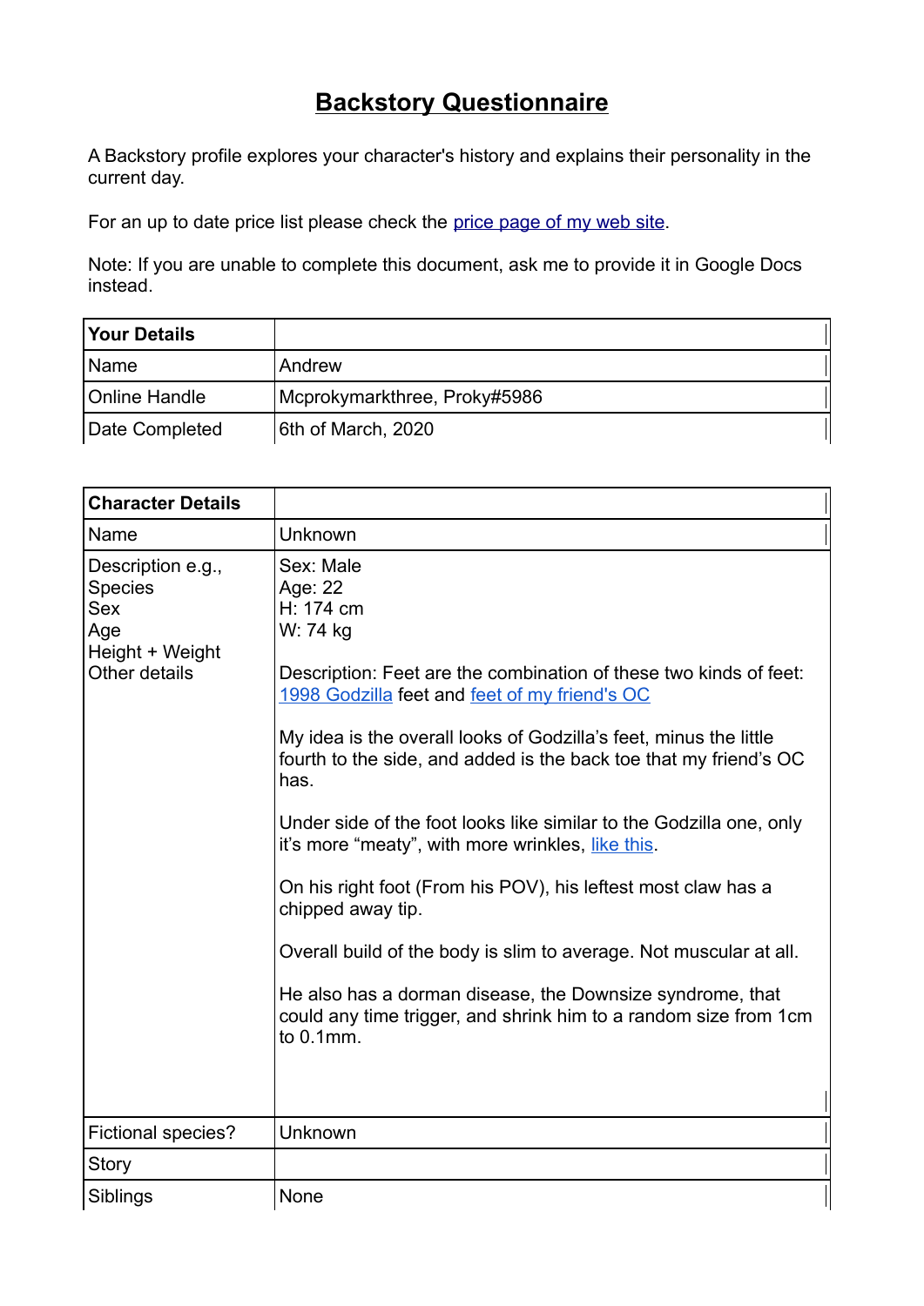# Backstory Questionnaire

A Backstory profile explores your character's history and explains their personality in the current day.

For an up to date price list please check the price page of my web site.

Note: If you are unable to complete this document, ask me to provide it in Google Docs instead.

| Your Details | |
|---|---|
| Name | Andrew |
| Online Handle | Mcprokymarkthree, Proky#5986 |
| Date Completed | 6th of March, 2020 |

| Character Details | |
|---|---|
| Name | Unknown |
| Description e.g.,<br>Species<br>Sex<br>Age<br>Height + Weight<br>Other details | Sex: Male<br>Age: 22<br>H: 174 cm<br>W: 74 kg<br><br>Description: Feet are the combination of these two kinds of feet: 1998 Godzilla feet and feet of my friend's OC<br><br>My idea is the overall looks of Godzilla's feet, minus the little fourth to the side, and added is the back toe that my friend's OC has.<br><br>Under side of the foot looks like similar to the Godzilla one, only it's more "meaty", with more wrinkles, like this.<br><br>On his right foot (From his POV), his leftest most claw has a chipped away tip.<br><br>Overall build of the body is slim to average. Not muscular at all.<br><br>He also has a dorman disease, the Downsize syndrome, that could any time trigger, and shrink him to a random size from 1cm to 0.1mm. |
| Fictional species? | Unknown |
| Story | |
| Siblings | None |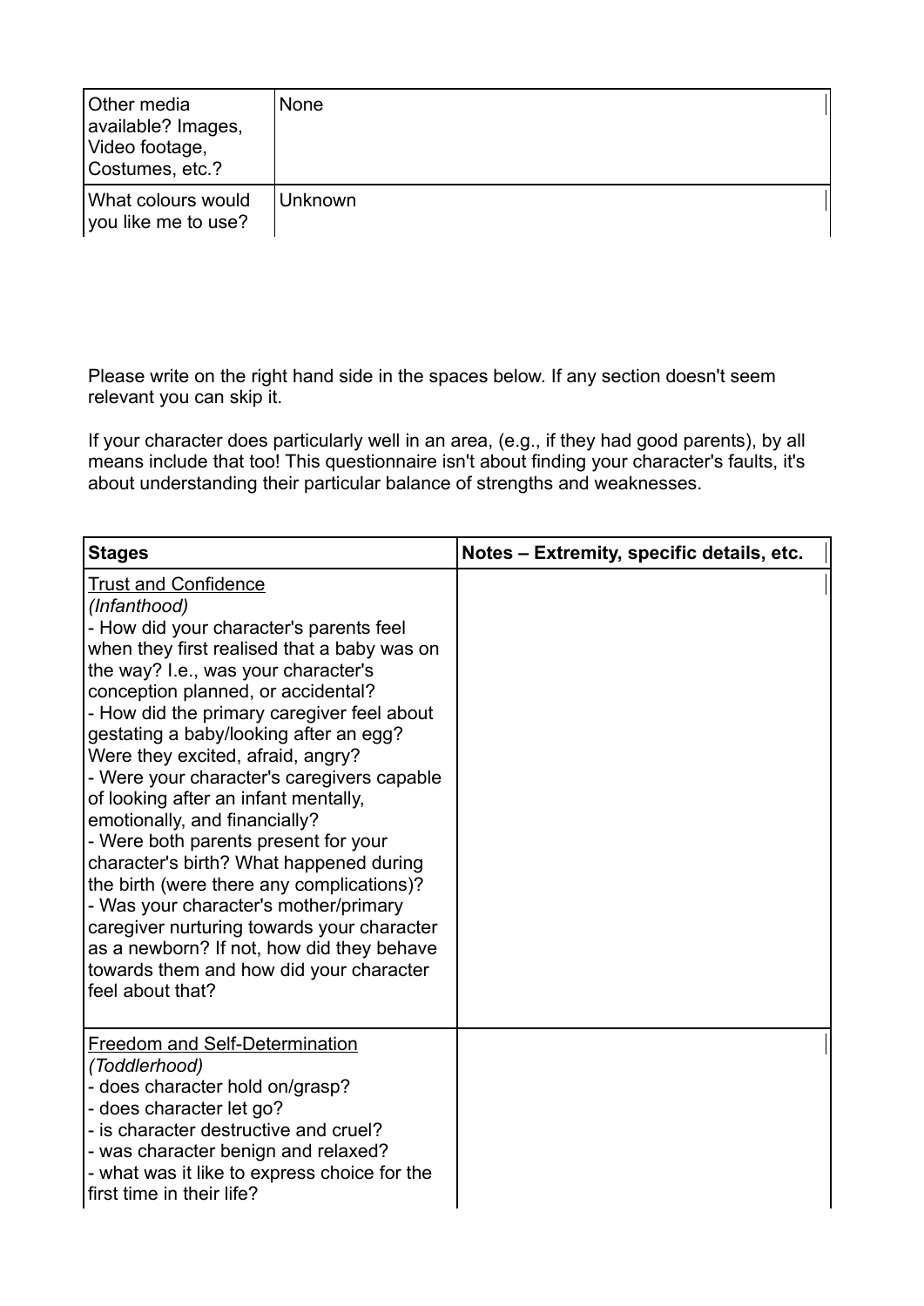| Other media available? Images, Video footage, Costumes, etc.? | None |
| --- | --- |
| What colours would you like me to use? | Unknown |

Please write on the right hand side in the spaces below. If any section doesn't seem relevant you can skip it.

If your character does particularly well in an area, (e.g., if they had good parents), by all means include that too! This questionnaire isn't about finding your character's faults, it's about understanding their particular balance of strengths and weaknesses.

| **Stages** | **Notes – Extremity, specific details, etc.** |
| --- | --- |
| <u>Trust and Confidence</u><br>*(Infanthood)*<br>- How did your character's parents feel when they first realised that a baby was on the way? I.e., was your character's conception planned, or accidental?<br>- How did the primary caregiver feel about gestating a baby/looking after an egg? Were they excited, afraid, angry?<br>- Were your character's caregivers capable of looking after an infant mentally, emotionally, and financially?<br>- Were both parents present for your character's birth? What happened during the birth (were there any complications)?<br>- Was your character's mother/primary caregiver nurturing towards your character as a newborn? If not, how did they behave towards them and how did your character feel about that? | |
| <u>Freedom and Self-Determination</u><br>*(Toddlerhood)*<br>- does character hold on/grasp?<br>- does character let go?<br>- is character destructive and cruel?<br>- was character benign and relaxed?<br>- what was it like to express choice for the first time in their life? | |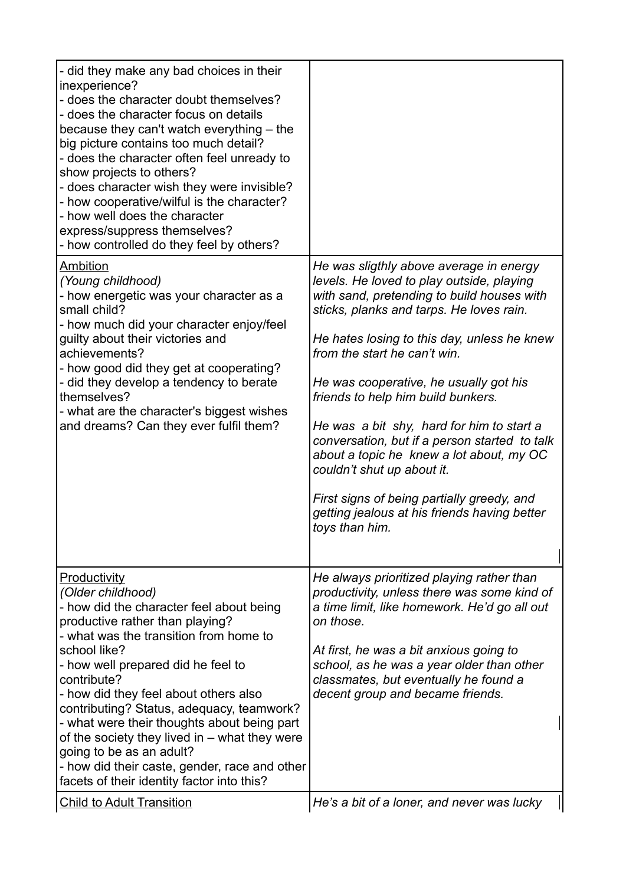| | |
|---|---|
| - did they make any bad choices in their inexperience?<br>- does the character doubt themselves?<br>- does the character focus on details because they can't watch everything – the big picture contains too much detail?<br>- does the character often feel unready to show projects to others?<br>- does character wish they were invisible?<br>- how cooperative/wilful is the character?<br>- how well does the character express/suppress themselves?<br>- how controlled do they feel by others? | |
| <u>Ambition</u><br>*(Young childhood)*<br>- how energetic was your character as a small child?<br>- how much did your character enjoy/feel guilty about their victories and achievements?<br>- how good did they get at cooperating?<br>- did they develop a tendency to berate themselves?<br>- what are the character's biggest wishes and dreams? Can they ever fulfil them? | *He was sligthly above average in energy levels. He loved to play outside, playing with sand, pretending to build houses with sticks, planks and tarps. He loves rain.*<br><br>*He hates losing to this day, unless he knew from the start he can't win.*<br><br>*He was cooperative, he usually got his friends to help him build bunkers.*<br><br>*He was a bit shy, hard for him to start a conversation, but if a person started to talk about a topic he knew a lot about, my OC couldn't shut up about it.*<br><br>*First signs of being partially greedy, and getting jealous at his friends having better toys than him.* |
| <u>Productivity</u><br>*(Older childhood)*<br>- how did the character feel about being productive rather than playing?<br>- what was the transition from home to school like?<br>- how well prepared did he feel to contribute?<br>- how did they feel about others also contributing? Status, adequacy, teamwork?<br>- what were their thoughts about being part of the society they lived in – what they were going to be as an adult?<br>- how did their caste, gender, race and other facets of their identity factor into this? | *He always prioritized playing rather than productivity, unless there was some kind of a time limit, like homework. He'd go all out on those.*<br><br>*At first, he was a bit anxious going to school, as he was a year older than other classmates, but eventually he found a decent group and became friends.* |
| <u>Child to Adult Transition</u> | *He's a bit of a loner, and never was lucky* |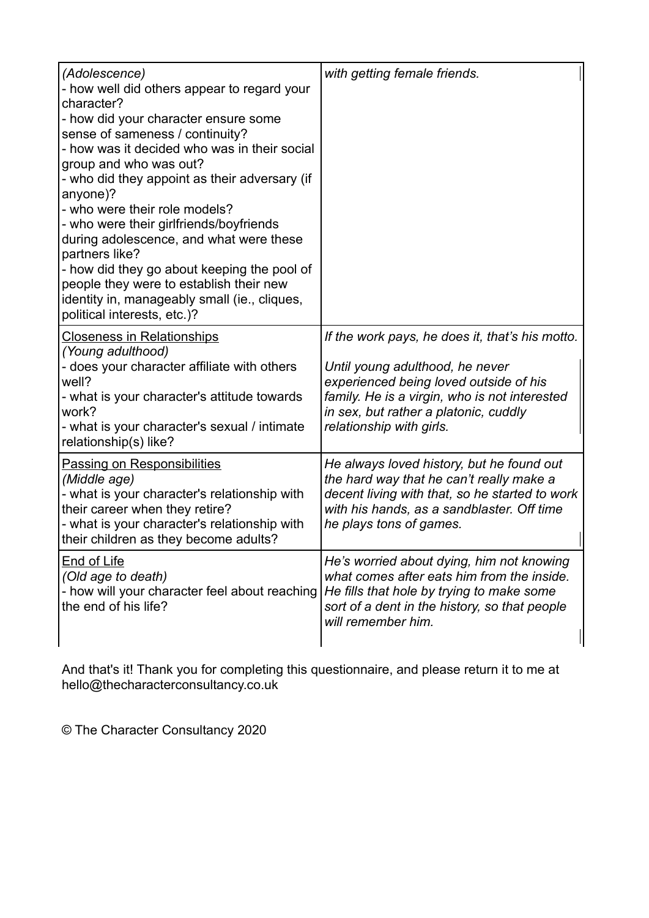| | |
|---|---|
| *(Adolescence)*<br>- how well did others appear to regard your character?<br>- how did your character ensure some sense of sameness / continuity?<br>- how was it decided who was in their social group and who was out?<br>- who did they appoint as their adversary (if anyone)?<br>- who were their role models?<br>- who were their girlfriends/boyfriends during adolescence, and what were these partners like?<br>- how did they go about keeping the pool of people they were to establish their new identity in, manageably small (ie., cliques, political interests, etc.)? | *with getting female friends.* |
| <u>Closeness in Relationships</u><br>*(Young adulthood)*<br>- does your character affiliate with others well?<br>- what is your character's attitude towards work?<br>- what is your character's sexual / intimate relationship(s) like? | *If the work pays, he does it, that's his motto.*<br><br>*Until young adulthood, he never experienced being loved outside of his family. He is a virgin, who is not interested in sex, but rather a platonic, cuddly relationship with girls.* |
| <u>Passing on Responsibilities</u><br>*(Middle age)*<br>- what is your character's relationship with their career when they retire?<br>- what is your character's relationship with their children as they become adults? | *He always loved history, but he found out the hard way that he can't really make a decent living with that, so he started to work with his hands, as a sandblaster. Off time he plays tons of games.* |
| <u>End of Life</u><br>*(Old age to death)*<br>- how will your character feel about reaching the end of his life? | *He's worried about dying, him not knowing what comes after eats him from the inside. He fills that hole by trying to make some sort of a dent in the history, so that people will remember him.* |

And that's it! Thank you for completing this questionnaire, and please return it to me at hello@thecharacterconsultancy.co.uk

© The Character Consultancy 2020